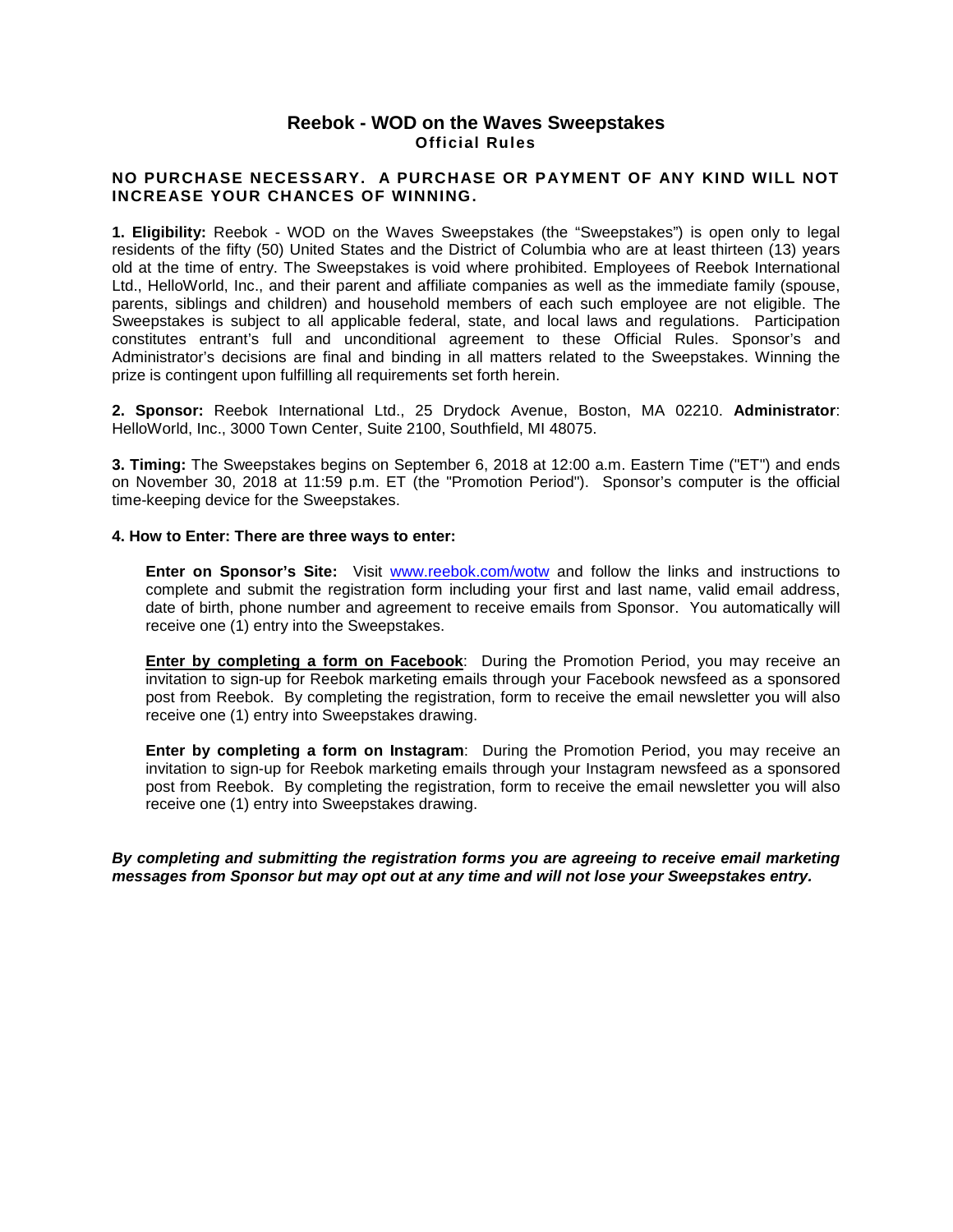# Reebok - WOD on the Waves Sweepstakes

## Official Rules

**NO PURCHASE NECESSARY. A PURCHASE OR PAYMENT OF ANY KIND WILL NOT INCREASE YOUR CHANCES OF WINNING.**

**1. Eligibility:** Reebok - WOD on the Waves Sweepstakes (the "Sweepstakes") is open only to legal residents of the fifty (50) United States and the District of Columbia who are at least thirteen (13) years old at the time of entry. The Sweepstakes is void where prohibited. Employees of Reebok International Ltd., HelloWorld, Inc., and their parent and affiliate companies as well as the immediate family (spouse, parents, siblings and children) and household members of each such employee are not eligible. The Sweepstakes is subject to all applicable federal, state, and local laws and regulations. Participation constitutes entrant's full and unconditional agreement to these Official Rules. Sponsor's and Administrator's decisions are final and binding in all matters related to the Sweepstakes. Winning the prize is contingent upon fulfilling all requirements set forth herein.

**2. Sponsor:** Reebok International Ltd., 25 Drydock Avenue, Boston, MA 02210. **Administrator**: HelloWorld, Inc., 3000 Town Center, Suite 2100, Southfield, MI 48075.

**3. Timing:** The Sweepstakes begins on September 6, 2018 at 12:00 a.m. Eastern Time ("ET") and ends on November 30, 2018 at 11:59 p.m. ET (the "Promotion Period"). Sponsor's computer is the official time-keeping device for the Sweepstakes.

**4. How to Enter: There are three ways to enter:**

**Enter on Sponsor's Site:** Visit www.reebok.com/wotw and follow the links and instructions to complete and submit the registration form including your first and last name, valid email address, date of birth, phone number and agreement to receive emails from Sponsor. You automatically will receive one (1) entry into the Sweepstakes.

**Enter by completing a form on Facebook**: During the Promotion Period, you may receive an invitation to sign-up for Reebok marketing emails through your Facebook newsfeed as a sponsored post from Reebok. By completing the registration, form to receive the email newsletter you will also receive one (1) entry into Sweepstakes drawing.

**Enter by completing a form on Instagram**: During the Promotion Period, you may receive an invitation to sign-up for Reebok marketing emails through your Instagram newsfeed as a sponsored post from Reebok. By completing the registration, form to receive the email newsletter you will also receive one (1) entry into Sweepstakes drawing.

***By completing and submitting the registration forms you are agreeing to receive email marketing messages from Sponsor but may opt out at any time and will not lose your Sweepstakes entry.***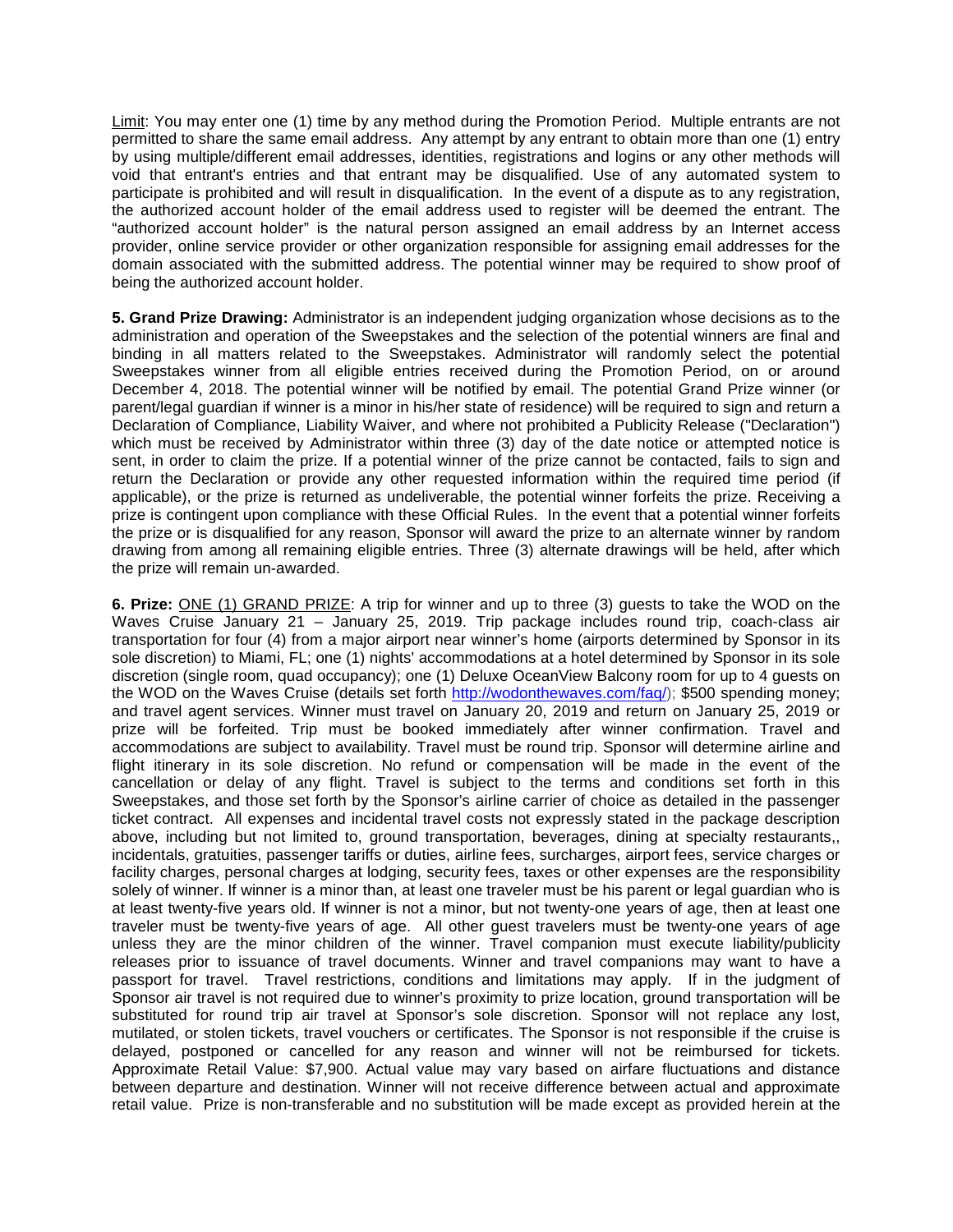Limit: You may enter one (1) time by any method during the Promotion Period. Multiple entrants are not permitted to share the same email address. Any attempt by any entrant to obtain more than one (1) entry by using multiple/different email addresses, identities, registrations and logins or any other methods will void that entrant's entries and that entrant may be disqualified. Use of any automated system to participate is prohibited and will result in disqualification. In the event of a dispute as to any registration, the authorized account holder of the email address used to register will be deemed the entrant. The "authorized account holder" is the natural person assigned an email address by an Internet access provider, online service provider or other organization responsible for assigning email addresses for the domain associated with the submitted address. The potential winner may be required to show proof of being the authorized account holder.

**5. Grand Prize Drawing:** Administrator is an independent judging organization whose decisions as to the administration and operation of the Sweepstakes and the selection of the potential winners are final and binding in all matters related to the Sweepstakes. Administrator will randomly select the potential Sweepstakes winner from all eligible entries received during the Promotion Period, on or around December 4, 2018. The potential winner will be notified by email. The potential Grand Prize winner (or parent/legal guardian if winner is a minor in his/her state of residence) will be required to sign and return a Declaration of Compliance, Liability Waiver, and where not prohibited a Publicity Release ("Declaration") which must be received by Administrator within three (3) day of the date notice or attempted notice is sent, in order to claim the prize. If a potential winner of the prize cannot be contacted, fails to sign and return the Declaration or provide any other requested information within the required time period (if applicable), or the prize is returned as undeliverable, the potential winner forfeits the prize. Receiving a prize is contingent upon compliance with these Official Rules. In the event that a potential winner forfeits the prize or is disqualified for any reason, Sponsor will award the prize to an alternate winner by random drawing from among all remaining eligible entries. Three (3) alternate drawings will be held, after which the prize will remain un-awarded.

**6. Prize:** ONE (1) GRAND PRIZE: A trip for winner and up to three (3) guests to take the WOD on the Waves Cruise January 21 – January 25, 2019. Trip package includes round trip, coach-class air transportation for four (4) from a major airport near winner's home (airports determined by Sponsor in its sole discretion) to Miami, FL; one (1) nights' accommodations at a hotel determined by Sponsor in its sole discretion (single room, quad occupancy); one (1) Deluxe OceanView Balcony room for up to 4 guests on the WOD on the Waves Cruise (details set forth http://wodonthewaves.com/faq/); $500 spending money; and travel agent services. Winner must travel on January 20, 2019 and return on January 25, 2019 or prize will be forfeited. Trip must be booked immediately after winner confirmation. Travel and accommodations are subject to availability. Travel must be round trip. Sponsor will determine airline and flight itinerary in its sole discretion. No refund or compensation will be made in the event of the cancellation or delay of any flight. Travel is subject to the terms and conditions set forth in this Sweepstakes, and those set forth by the Sponsor's airline carrier of choice as detailed in the passenger ticket contract. All expenses and incidental travel costs not expressly stated in the package description above, including but not limited to, ground transportation, beverages, dining at specialty restaurants,, incidentals, gratuities, passenger tariffs or duties, airline fees, surcharges, airport fees, service charges or facility charges, personal charges at lodging, security fees, taxes or other expenses are the responsibility solely of winner. If winner is a minor than, at least one traveler must be his parent or legal guardian who is at least twenty-five years old. If winner is not a minor, but not twenty-one years of age, then at least one traveler must be twenty-five years of age. All other guest travelers must be twenty-one years of age unless they are the minor children of the winner. Travel companion must execute liability/publicity releases prior to issuance of travel documents. Winner and travel companions may want to have a passport for travel. Travel restrictions, conditions and limitations may apply. If in the judgment of Sponsor air travel is not required due to winner's proximity to prize location, ground transportation will be substituted for round trip air travel at Sponsor's sole discretion. Sponsor will not replace any lost, mutilated, or stolen tickets, travel vouchers or certificates. The Sponsor is not responsible if the cruise is delayed, postponed or cancelled for any reason and winner will not be reimbursed for tickets. Approximate Retail Value: $7,900. Actual value may vary based on airfare fluctuations and distance between departure and destination. Winner will not receive difference between actual and approximate retail value. Prize is non-transferable and no substitution will be made except as provided herein at the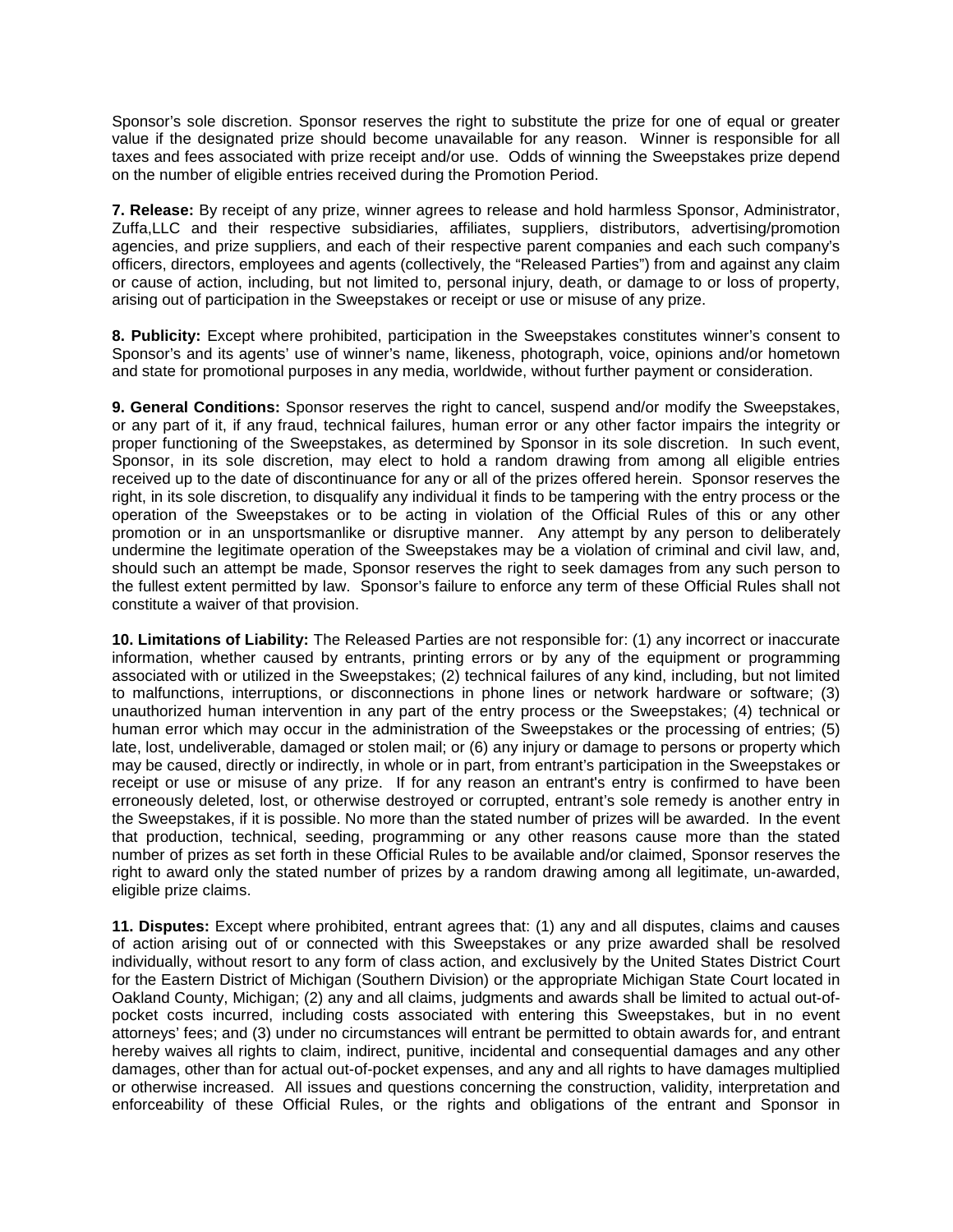Sponsor's sole discretion. Sponsor reserves the right to substitute the prize for one of equal or greater value if the designated prize should become unavailable for any reason. Winner is responsible for all taxes and fees associated with prize receipt and/or use. Odds of winning the Sweepstakes prize depend on the number of eligible entries received during the Promotion Period.

**7. Release:** By receipt of any prize, winner agrees to release and hold harmless Sponsor, Administrator, Zuffa,LLC and their respective subsidiaries, affiliates, suppliers, distributors, advertising/promotion agencies, and prize suppliers, and each of their respective parent companies and each such company's officers, directors, employees and agents (collectively, the "Released Parties") from and against any claim or cause of action, including, but not limited to, personal injury, death, or damage to or loss of property, arising out of participation in the Sweepstakes or receipt or use or misuse of any prize.

**8. Publicity:** Except where prohibited, participation in the Sweepstakes constitutes winner's consent to Sponsor's and its agents' use of winner's name, likeness, photograph, voice, opinions and/or hometown and state for promotional purposes in any media, worldwide, without further payment or consideration.

**9. General Conditions:** Sponsor reserves the right to cancel, suspend and/or modify the Sweepstakes, or any part of it, if any fraud, technical failures, human error or any other factor impairs the integrity or proper functioning of the Sweepstakes, as determined by Sponsor in its sole discretion. In such event, Sponsor, in its sole discretion, may elect to hold a random drawing from among all eligible entries received up to the date of discontinuance for any or all of the prizes offered herein. Sponsor reserves the right, in its sole discretion, to disqualify any individual it finds to be tampering with the entry process or the operation of the Sweepstakes or to be acting in violation of the Official Rules of this or any other promotion or in an unsportsmanlike or disruptive manner. Any attempt by any person to deliberately undermine the legitimate operation of the Sweepstakes may be a violation of criminal and civil law, and, should such an attempt be made, Sponsor reserves the right to seek damages from any such person to the fullest extent permitted by law. Sponsor's failure to enforce any term of these Official Rules shall not constitute a waiver of that provision.

**10. Limitations of Liability:** The Released Parties are not responsible for: (1) any incorrect or inaccurate information, whether caused by entrants, printing errors or by any of the equipment or programming associated with or utilized in the Sweepstakes; (2) technical failures of any kind, including, but not limited to malfunctions, interruptions, or disconnections in phone lines or network hardware or software; (3) unauthorized human intervention in any part of the entry process or the Sweepstakes; (4) technical or human error which may occur in the administration of the Sweepstakes or the processing of entries; (5) late, lost, undeliverable, damaged or stolen mail; or (6) any injury or damage to persons or property which may be caused, directly or indirectly, in whole or in part, from entrant's participation in the Sweepstakes or receipt or use or misuse of any prize. If for any reason an entrant's entry is confirmed to have been erroneously deleted, lost, or otherwise destroyed or corrupted, entrant's sole remedy is another entry in the Sweepstakes, if it is possible. No more than the stated number of prizes will be awarded. In the event that production, technical, seeding, programming or any other reasons cause more than the stated number of prizes as set forth in these Official Rules to be available and/or claimed, Sponsor reserves the right to award only the stated number of prizes by a random drawing among all legitimate, un-awarded, eligible prize claims.

**11. Disputes:** Except where prohibited, entrant agrees that: (1) any and all disputes, claims and causes of action arising out of or connected with this Sweepstakes or any prize awarded shall be resolved individually, without resort to any form of class action, and exclusively by the United States District Court for the Eastern District of Michigan (Southern Division) or the appropriate Michigan State Court located in Oakland County, Michigan; (2) any and all claims, judgments and awards shall be limited to actual out-of-pocket costs incurred, including costs associated with entering this Sweepstakes, but in no event attorneys' fees; and (3) under no circumstances will entrant be permitted to obtain awards for, and entrant hereby waives all rights to claim, indirect, punitive, incidental and consequential damages and any other damages, other than for actual out-of-pocket expenses, and any and all rights to have damages multiplied or otherwise increased. All issues and questions concerning the construction, validity, interpretation and enforceability of these Official Rules, or the rights and obligations of the entrant and Sponsor in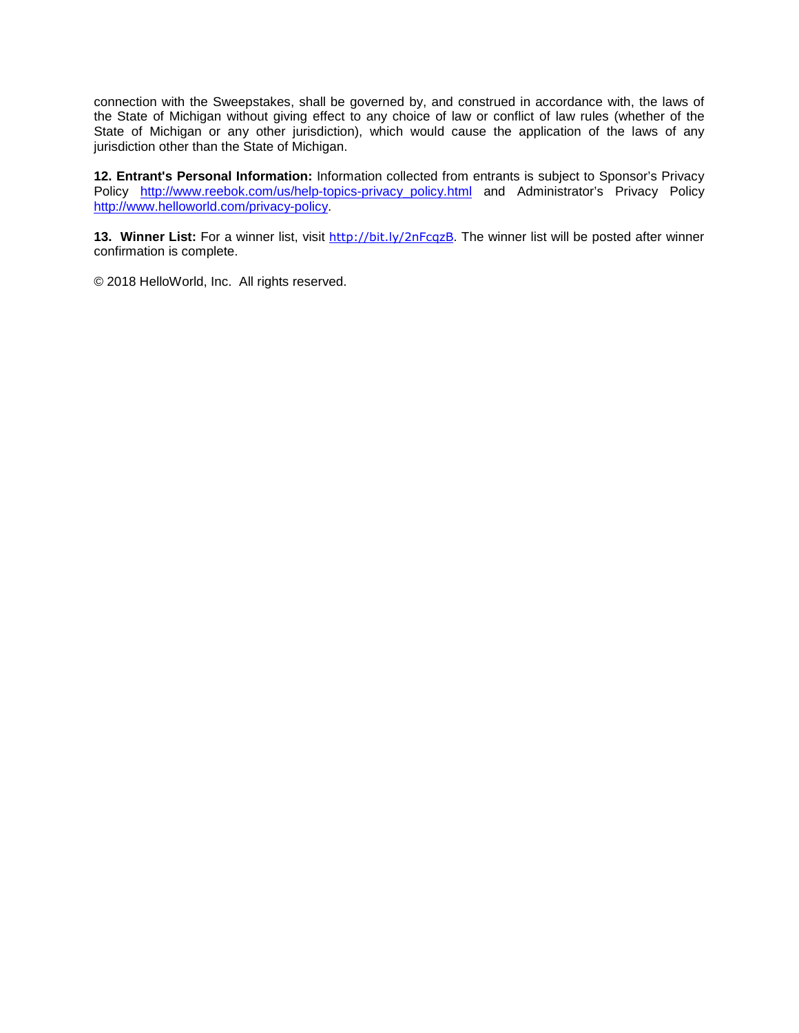connection with the Sweepstakes, shall be governed by, and construed in accordance with, the laws of the State of Michigan without giving effect to any choice of law or conflict of law rules (whether of the State of Michigan or any other jurisdiction), which would cause the application of the laws of any jurisdiction other than the State of Michigan.

**12. Entrant's Personal Information:** Information collected from entrants is subject to Sponsor's Privacy Policy http://www.reebok.com/us/help-topics-privacy_policy.html and Administrator's Privacy Policy http://www.helloworld.com/privacy-policy.

**13. Winner List:** For a winner list, visit http://bit.ly/2nFcqzB. The winner list will be posted after winner confirmation is complete.

© 2018 HelloWorld, Inc. All rights reserved.